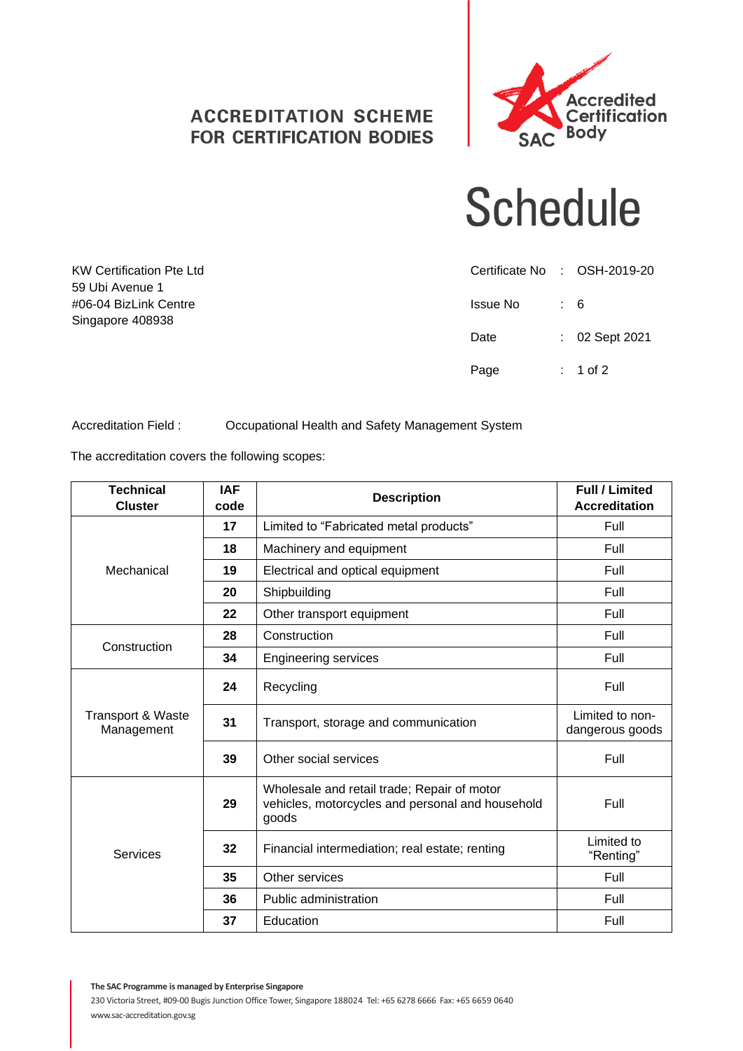**ACCREDITATION SCHEME FOR CERTIFICATION BODIES**

Accredited Certification Body
SAC

# Schedule

KW Certification Pte Ltd
59 Ubi Avenue 1
#06-04 BizLink Centre
Singapore 408938

Certificate No : OSH-2019-20

Issue No : 6

Date : 02 Sept 2021

Accreditation Field : Occupational Health and Safety Management System

The accreditation covers the following scopes:

| Technical Cluster | IAF code | Description | Full / Limited Accreditation |
|---|---|---|---|
| Mechanical | **17** | Limited to "Fabricated metal products" | Full |
| | **18** | Machinery and equipment | Full |
| | **19** | Electrical and optical equipment | Full |
| | **20** | Shipbuilding | Full |
| | **22** | Other transport equipment | Full |
| Construction | **28** | Construction | Full |
| | **34** | Engineering services | Full |
| Transport & Waste Management | **24** | Recycling | Full |
| | **31** | Transport, storage and communication | Limited to non-dangerous goods |
| | **39** | Other social services | Full |
| Services | **29** | Wholesale and retail trade; Repair of motor vehicles, motorcycles and personal and household goods | Full |
| | **32** | Financial intermediation; real estate; renting | Limited to "Renting" |
| | **35** | Other services | Full |
| | **36** | Public administration | Full |
| | **37** | Education | Full |

**The SAC Programme is managed by Enterprise Singapore**
230 Victoria Street, #09-00 Bugis Junction Office Tower, Singapore 188024 Tel: +65 6278 6666 Fax: +65 6659 0640
www.sac-accreditation.gov.sg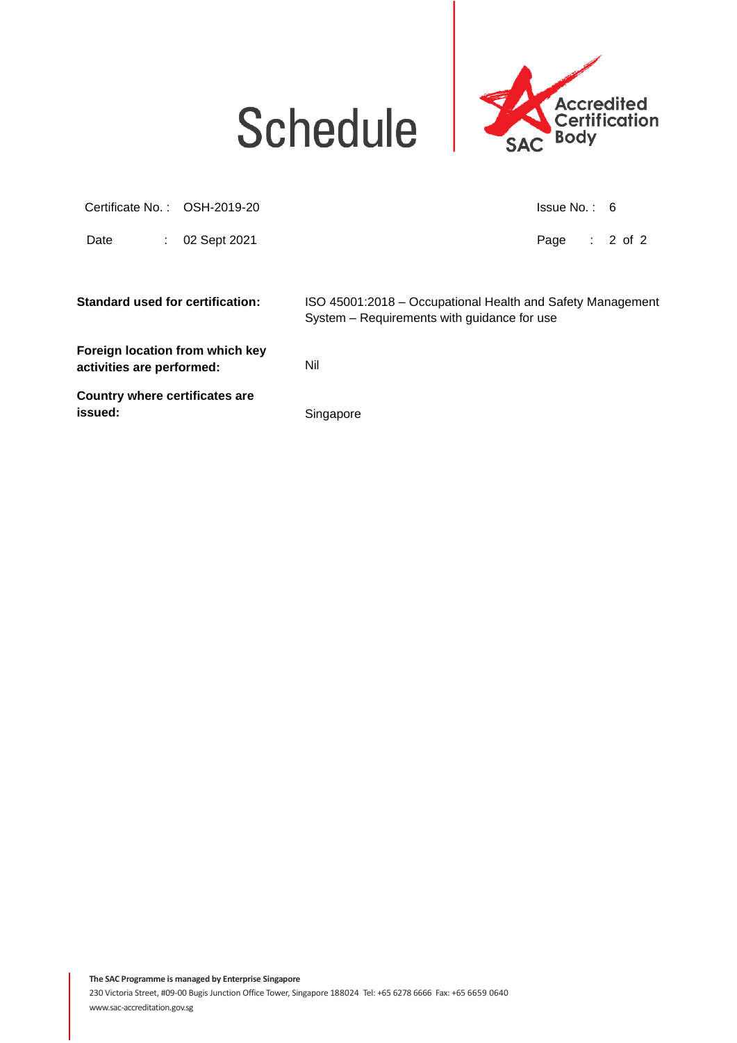# Schedule

Accredited Certification Body SAC

| | | | |
|---|---|---|---|
| Certificate No. : | OSH-2019-20 | Issue No. : | 6 |
| Date : | 02 Sept 2021 | | |

| | |
|---|---|
| **Standard used for certification:** | ISO 45001:2018 – Occupational Health and Safety Management System – Requirements with guidance for use |
| **Foreign location from which key activities are performed:** | Nil |
| **Country where certificates are issued:** | Singapore |

**The SAC Programme is managed by Enterprise Singapore**
230 Victoria Street, #09-00 Bugis Junction Office Tower, Singapore 188024 Tel: +65 6278 6666 Fax: +65 6659 0640
www.sac-accreditation.gov.sg